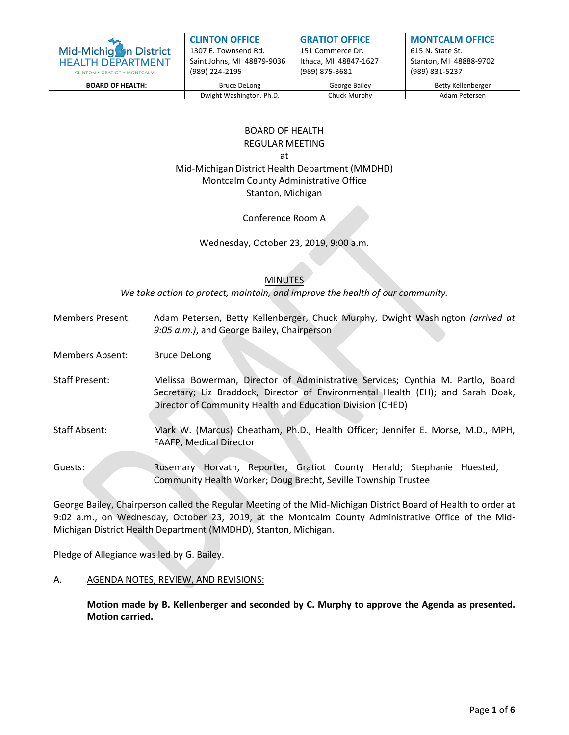Mid-Michigan District HEALTH DEPARTMENT
CLINTON • GRATIOT • MONTCALM

| | CLINTON OFFICE | GRATIOT OFFICE | MONTCALM OFFICE |
|---|---|---|---|
| | 1307 E. Townsend Rd.<br>Saint Johns, MI 48879-9036<br>(989) 224-2195 | 151 Commerce Dr.<br>Ithaca, MI 48847-1627<br>(989) 875-3681 | 615 N. State St.<br>Stanton, MI 48888-9702<br>(989) 831-5237 |
| **BOARD OF HEALTH:** | Bruce DeLong | George Bailey | Betty Kellenberger |
| | Dwight Washington, Ph.D. | Chuck Murphy | Adam Petersen |

BOARD OF HEALTH
REGULAR MEETING
at
Mid-Michigan District Health Department (MMDHD)
Montcalm County Administrative Office
Stanton, Michigan

Conference Room A

Wednesday, October 23, 2019, 9:00 a.m.

## MINUTES

*We take action to protect, maintain, and improve the health of our community.*

Members Present: Adam Petersen, Betty Kellenberger, Chuck Murphy, Dwight Washington *(arrived at 9:05 a.m.)*, and George Bailey, Chairperson

Members Absent: Bruce DeLong

Staff Present: Melissa Bowerman, Director of Administrative Services; Cynthia M. Partlo, Board Secretary; Liz Braddock, Director of Environmental Health (EH); and Sarah Doak, Director of Community Health and Education Division (CHED)

Staff Absent: Mark W. (Marcus) Cheatham, Ph.D., Health Officer; Jennifer E. Morse, M.D., MPH, FAAFP, Medical Director

Guests: Rosemary Horvath, Reporter, Gratiot County Herald; Stephanie Huested, Community Health Worker; Doug Brecht, Seville Township Trustee

George Bailey, Chairperson called the Regular Meeting of the Mid-Michigan District Board of Health to order at 9:02 a.m., on Wednesday, October 23, 2019, at the Montcalm County Administrative Office of the Mid-Michigan District Health Department (MMDHD), Stanton, Michigan.

Pledge of Allegiance was led by G. Bailey.

A. AGENDA NOTES, REVIEW, AND REVISIONS:

**Motion made by B. Kellenberger and seconded by C. Murphy to approve the Agenda as presented. Motion carried.**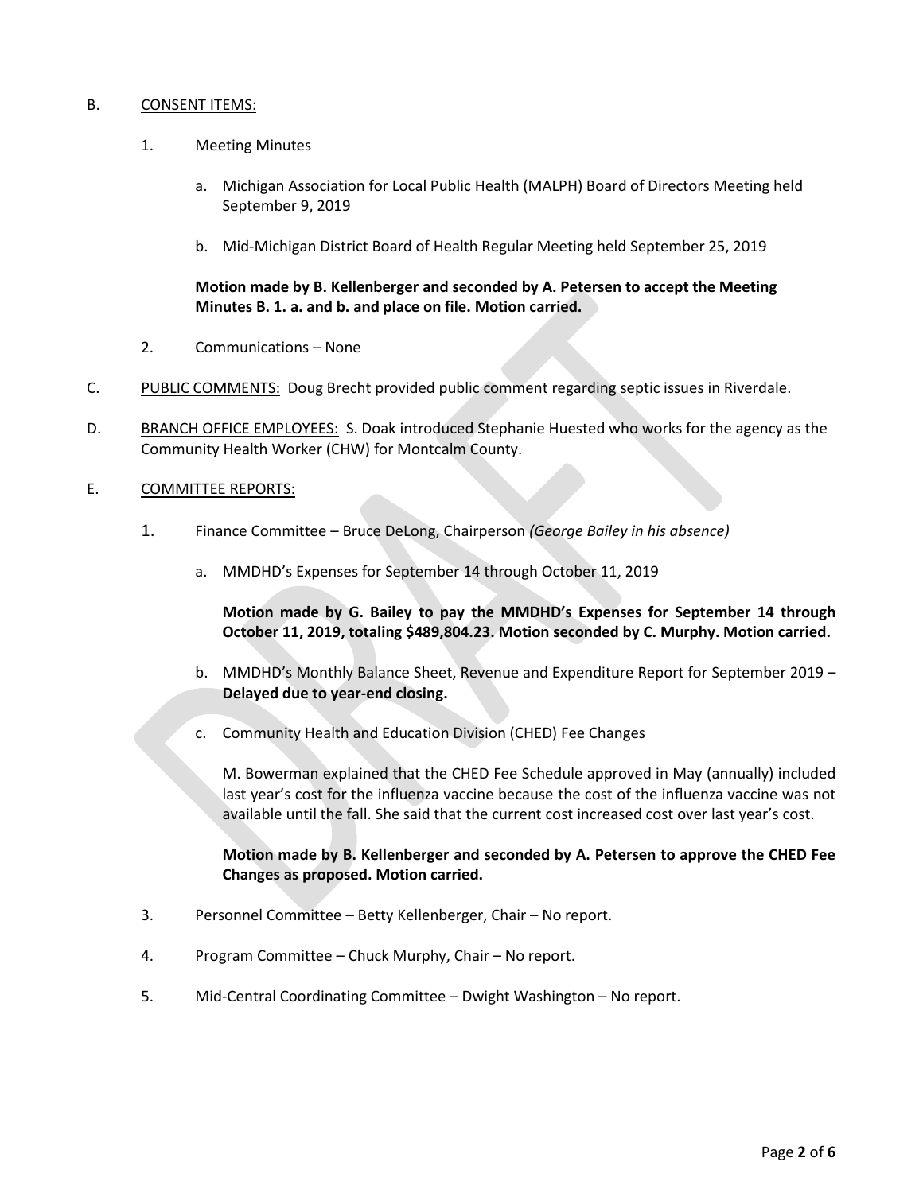B. CONSENT ITEMS:

1. Meeting Minutes

   a. Michigan Association for Local Public Health (MALPH) Board of Directors Meeting held September 9, 2019

   b. Mid-Michigan District Board of Health Regular Meeting held September 25, 2019

   **Motion made by B. Kellenberger and seconded by A. Petersen to accept the Meeting Minutes B. 1. a. and b. and place on file. Motion carried.**

2. Communications – None

C. PUBLIC COMMENTS: Doug Brecht provided public comment regarding septic issues in Riverdale.

D. BRANCH OFFICE EMPLOYEES: S. Doak introduced Stephanie Huested who works for the agency as the Community Health Worker (CHW) for Montcalm County.

E. COMMITTEE REPORTS:

1. Finance Committee – Bruce DeLong, Chairperson *(George Bailey in his absence)*

   a. MMDHD's Expenses for September 14 through October 11, 2019

   **Motion made by G. Bailey to pay the MMDHD's Expenses for September 14 through October 11, 2019, totaling $489,804.23. Motion seconded by C. Murphy. Motion carried.**

   b. MMDHD's Monthly Balance Sheet, Revenue and Expenditure Report for September 2019 – **Delayed due to year-end closing.**

   c. Community Health and Education Division (CHED) Fee Changes

   M. Bowerman explained that the CHED Fee Schedule approved in May (annually) included last year's cost for the influenza vaccine because the cost of the influenza vaccine was not available until the fall. She said that the current cost increased cost over last year's cost.

   **Motion made by B. Kellenberger and seconded by A. Petersen to approve the CHED Fee Changes as proposed. Motion carried.**

3. Personnel Committee – Betty Kellenberger, Chair – No report.

4. Program Committee – Chuck Murphy, Chair – No report.

5. Mid-Central Coordinating Committee – Dwight Washington – No report.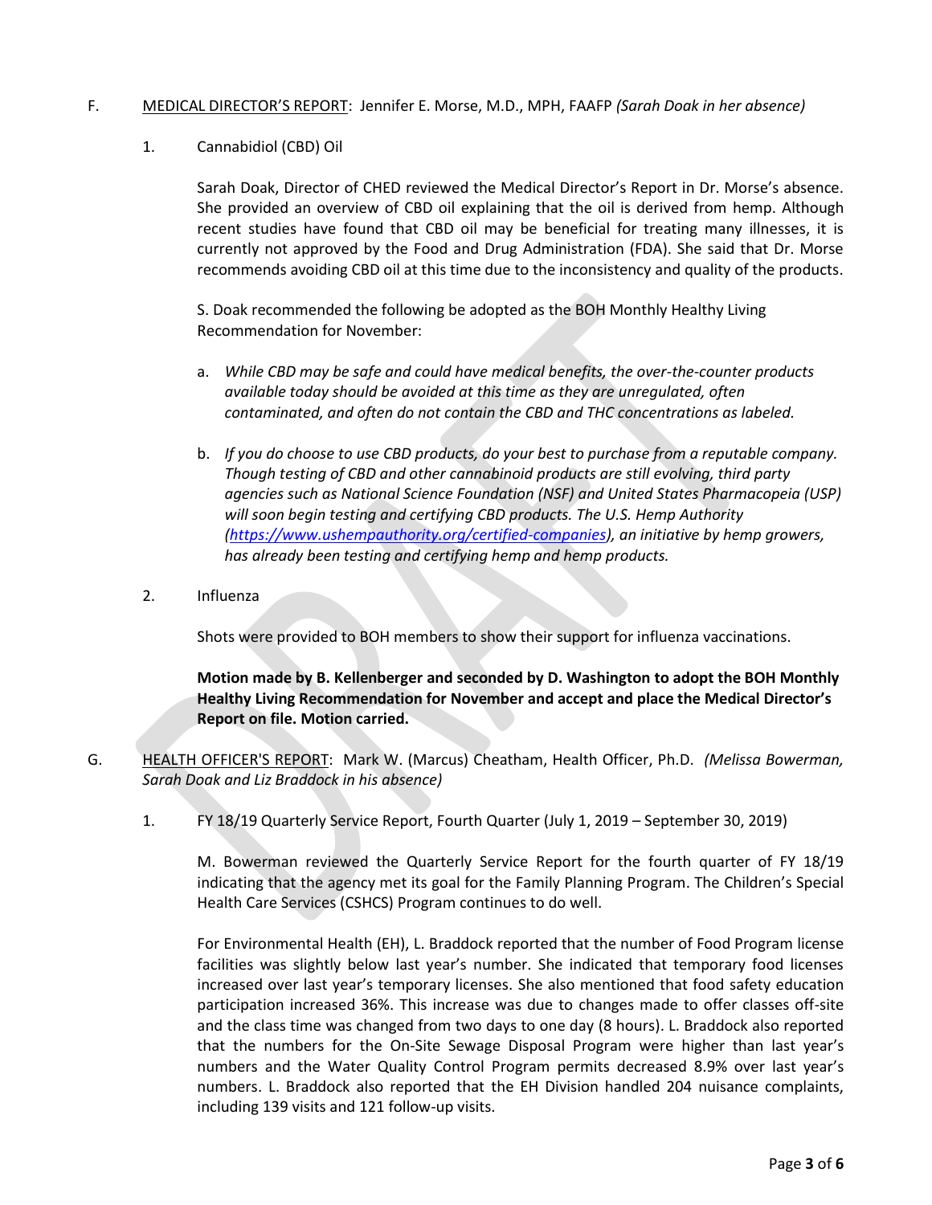F. <u>MEDICAL DIRECTOR'S REPORT</u>: Jennifer E. Morse, M.D., MPH, FAAFP *(Sarah Doak in her absence)*

1. Cannabidiol (CBD) Oil

   Sarah Doak, Director of CHED reviewed the Medical Director's Report in Dr. Morse's absence. She provided an overview of CBD oil explaining that the oil is derived from hemp. Although recent studies have found that CBD oil may be beneficial for treating many illnesses, it is currently not approved by the Food and Drug Administration (FDA). She said that Dr. Morse recommends avoiding CBD oil at this time due to the inconsistency and quality of the products.

   S. Doak recommended the following be adopted as the BOH Monthly Healthy Living Recommendation for November:

   a. *While CBD may be safe and could have medical benefits, the over-the-counter products available today should be avoided at this time as they are unregulated, often contaminated, and often do not contain the CBD and THC concentrations as labeled.*

   b. *If you do choose to use CBD products, do your best to purchase from a reputable company. Though testing of CBD and other cannabinoid products are still evolving, third party agencies such as National Science Foundation (NSF) and United States Pharmacopeia (USP) will soon begin testing and certifying CBD products. The U.S. Hemp Authority (https://www.ushempauthority.org/certified-companies), an initiative by hemp growers, has already been testing and certifying hemp and hemp products.*

2. Influenza

   Shots were provided to BOH members to show their support for influenza vaccinations.

   **Motion made by B. Kellenberger and seconded by D. Washington to adopt the BOH Monthly Healthy Living Recommendation for November and accept and place the Medical Director's Report on file. Motion carried.**

G. <u>HEALTH OFFICER'S REPORT</u>: Mark W. (Marcus) Cheatham, Health Officer, Ph.D. *(Melissa Bowerman, Sarah Doak and Liz Braddock in his absence)*

1. FY 18/19 Quarterly Service Report, Fourth Quarter (July 1, 2019 – September 30, 2019)

   M. Bowerman reviewed the Quarterly Service Report for the fourth quarter of FY 18/19 indicating that the agency met its goal for the Family Planning Program. The Children's Special Health Care Services (CSHCS) Program continues to do well.

   For Environmental Health (EH), L. Braddock reported that the number of Food Program license facilities was slightly below last year's number. She indicated that temporary food licenses increased over last year's temporary licenses. She also mentioned that food safety education participation increased 36%. This increase was due to changes made to offer classes off-site and the class time was changed from two days to one day (8 hours). L. Braddock also reported that the numbers for the On-Site Sewage Disposal Program were higher than last year's numbers and the Water Quality Control Program permits decreased 8.9% over last year's numbers. L. Braddock also reported that the EH Division handled 204 nuisance complaints, including 139 visits and 121 follow-up visits.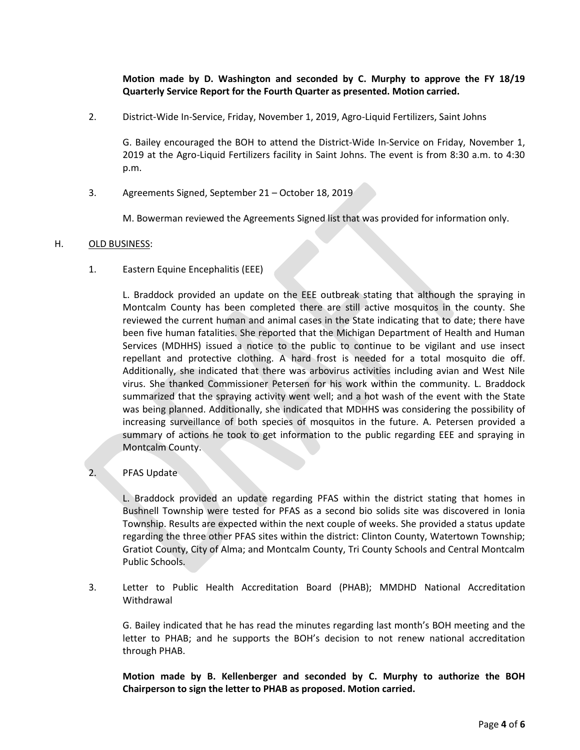**Motion made by D. Washington and seconded by C. Murphy to approve the FY 18/19 Quarterly Service Report for the Fourth Quarter as presented. Motion carried.**

2. District-Wide In-Service, Friday, November 1, 2019, Agro-Liquid Fertilizers, Saint Johns

   G. Bailey encouraged the BOH to attend the District-Wide In-Service on Friday, November 1, 2019 at the Agro-Liquid Fertilizers facility in Saint Johns. The event is from 8:30 a.m. to 4:30 p.m.

3. Agreements Signed, September 21 – October 18, 2019

   M. Bowerman reviewed the Agreements Signed list that was provided for information only.

H. OLD BUSINESS:

1. Eastern Equine Encephalitis (EEE)

   L. Braddock provided an update on the EEE outbreak stating that although the spraying in Montcalm County has been completed there are still active mosquitos in the county. She reviewed the current human and animal cases in the State indicating that to date; there have been five human fatalities. She reported that the Michigan Department of Health and Human Services (MDHHS) issued a notice to the public to continue to be vigilant and use insect repellant and protective clothing. A hard frost is needed for a total mosquito die off. Additionally, she indicated that there was arbovirus activities including avian and West Nile virus. She thanked Commissioner Petersen for his work within the community. L. Braddock summarized that the spraying activity went well; and a hot wash of the event with the State was being planned. Additionally, she indicated that MDHHS was considering the possibility of increasing surveillance of both species of mosquitos in the future. A. Petersen provided a summary of actions he took to get information to the public regarding EEE and spraying in Montcalm County.

2. PFAS Update

   L. Braddock provided an update regarding PFAS within the district stating that homes in Bushnell Township were tested for PFAS as a second bio solids site was discovered in Ionia Township. Results are expected within the next couple of weeks. She provided a status update regarding the three other PFAS sites within the district: Clinton County, Watertown Township; Gratiot County, City of Alma; and Montcalm County, Tri County Schools and Central Montcalm Public Schools.

3. Letter to Public Health Accreditation Board (PHAB); MMDHD National Accreditation Withdrawal

   G. Bailey indicated that he has read the minutes regarding last month's BOH meeting and the letter to PHAB; and he supports the BOH's decision to not renew national accreditation through PHAB.

   **Motion made by B. Kellenberger and seconded by C. Murphy to authorize the BOH Chairperson to sign the letter to PHAB as proposed. Motion carried.**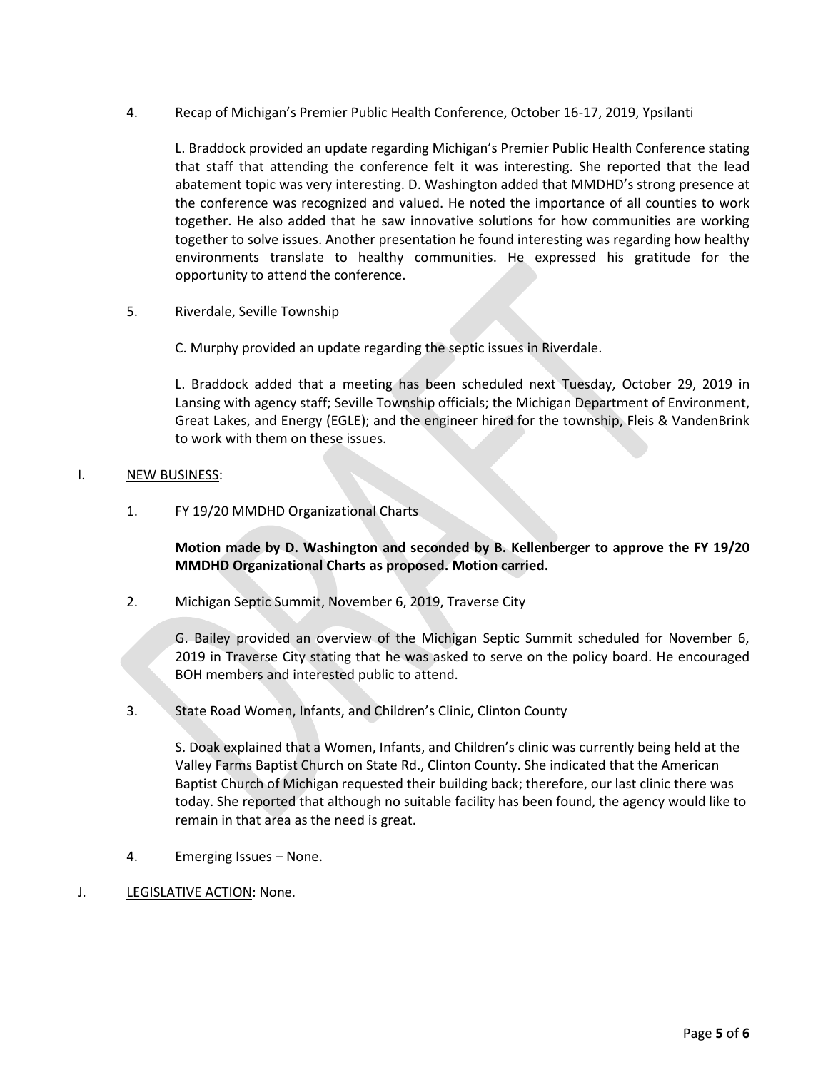4. Recap of Michigan's Premier Public Health Conference, October 16-17, 2019, Ypsilanti

L. Braddock provided an update regarding Michigan's Premier Public Health Conference stating that staff that attending the conference felt it was interesting. She reported that the lead abatement topic was very interesting. D. Washington added that MMDHD's strong presence at the conference was recognized and valued. He noted the importance of all counties to work together. He also added that he saw innovative solutions for how communities are working together to solve issues. Another presentation he found interesting was regarding how healthy environments translate to healthy communities. He expressed his gratitude for the opportunity to attend the conference.

5. Riverdale, Seville Township

C. Murphy provided an update regarding the septic issues in Riverdale.

L. Braddock added that a meeting has been scheduled next Tuesday, October 29, 2019 in Lansing with agency staff; Seville Township officials; the Michigan Department of Environment, Great Lakes, and Energy (EGLE); and the engineer hired for the township, Fleis & VandenBrink to work with them on these issues.

I. NEW BUSINESS:

1. FY 19/20 MMDHD Organizational Charts

**Motion made by D. Washington and seconded by B. Kellenberger to approve the FY 19/20 MMDHD Organizational Charts as proposed. Motion carried.**

2. Michigan Septic Summit, November 6, 2019, Traverse City

G. Bailey provided an overview of the Michigan Septic Summit scheduled for November 6, 2019 in Traverse City stating that he was asked to serve on the policy board. He encouraged BOH members and interested public to attend.

3. State Road Women, Infants, and Children's Clinic, Clinton County

S. Doak explained that a Women, Infants, and Children's clinic was currently being held at the Valley Farms Baptist Church on State Rd., Clinton County. She indicated that the American Baptist Church of Michigan requested their building back; therefore, our last clinic there was today. She reported that although no suitable facility has been found, the agency would like to remain in that area as the need is great.

4. Emerging Issues – None.

J. LEGISLATIVE ACTION: None.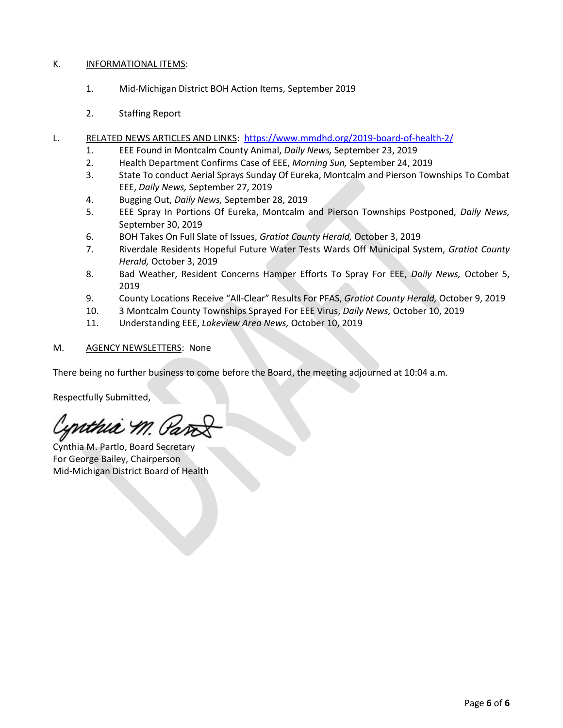K. INFORMATIONAL ITEMS:

1. Mid-Michigan District BOH Action Items, September 2019

2. Staffing Report

L. RELATED NEWS ARTICLES AND LINKS: [https://www.mmdhd.org/2019-board-of-health-2/](https://www.mmdhd.org/2019-board-of-health-2/)

1. EEE Found in Montcalm County Animal, *Daily News,* September 23, 2019
2. Health Department Confirms Case of EEE, *Morning Sun,* September 24, 2019
3. State To conduct Aerial Sprays Sunday Of Eureka, Montcalm and Pierson Townships To Combat EEE, *Daily News,* September 27, 2019
4. Bugging Out, *Daily News,* September 28, 2019
5. EEE Spray In Portions Of Eureka, Montcalm and Pierson Townships Postponed, *Daily News,* September 30, 2019
6. BOH Takes On Full Slate of Issues, *Gratiot County Herald,* October 3, 2019
7. Riverdale Residents Hopeful Future Water Tests Wards Off Municipal System, *Gratiot County Herald,* October 3, 2019
8. Bad Weather, Resident Concerns Hamper Efforts To Spray For EEE, *Daily News,* October 5, 2019
9. County Locations Receive "All-Clear" Results For PFAS, *Gratiot County Herald,* October 9, 2019
10. 3 Montcalm County Townships Sprayed For EEE Virus, *Daily News,* October 10, 2019
11. Understanding EEE, *Lakeview Area News,* October 10, 2019

M. AGENCY NEWSLETTERS: None

There being no further business to come before the Board, the meeting adjourned at 10:04 a.m.

Respectfully Submitted,

Cynthia M. Partlo, Board Secretary
For George Bailey, Chairperson
Mid-Michigan District Board of Health